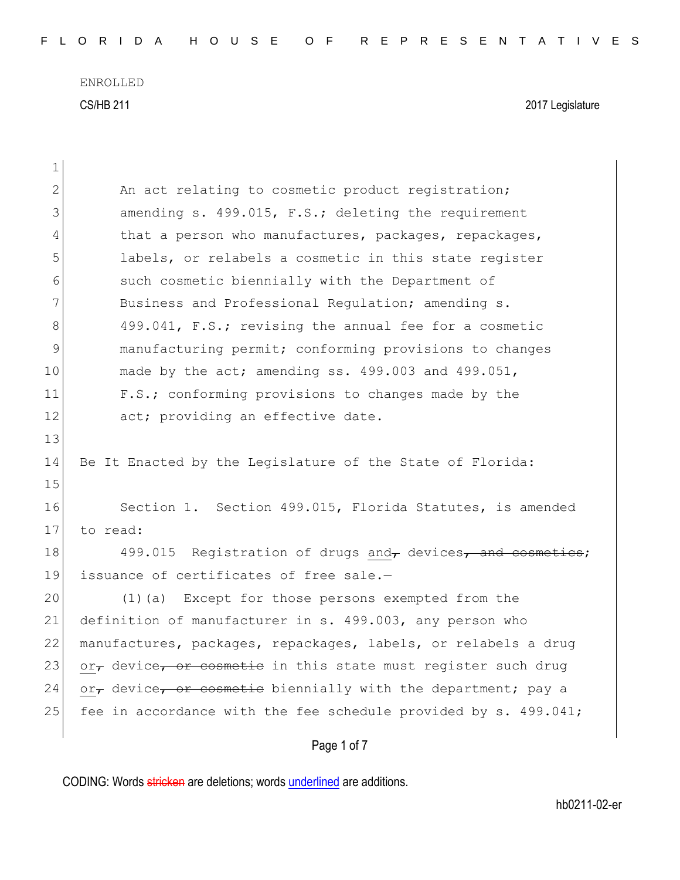ENROLLED

CS/HB 211 2017 Legislature

An act relating to cosmetic product registration; amending s. 499.015, F.S.; deleting the requirement that a person who manufactures, packages, repackages, labels, or relabels a cosmetic in this state register such cosmetic biennially with the Department of Business and Professional Regulation; amending s. 499.041, F.S.; revising the annual fee for a cosmetic manufacturing permit; conforming provisions to changes made by the act; amending ss. 499.003 and 499.051, F.S.; conforming provisions to changes made by the act; providing an effective date.

Be It Enacted by the Legislature of the State of Florida:

Section 1. Section 499.015, Florida Statutes, is amended to read:

499.015 Registration of drugs <u>and</u>~~,~~ devices~~, and cosmetics~~; issuance of certificates of free sale.—

(1)(a) Except for those persons exempted from the definition of manufacturer in s. 499.003, any person who manufactures, packages, repackages, labels, or relabels a drug <u>or</u>~~,~~ device~~, or cosmetic~~ in this state must register such drug <u>or</u>~~,~~ device~~, or cosmetic~~ biennially with the department; pay a fee in accordance with the fee schedule provided by s. 499.041;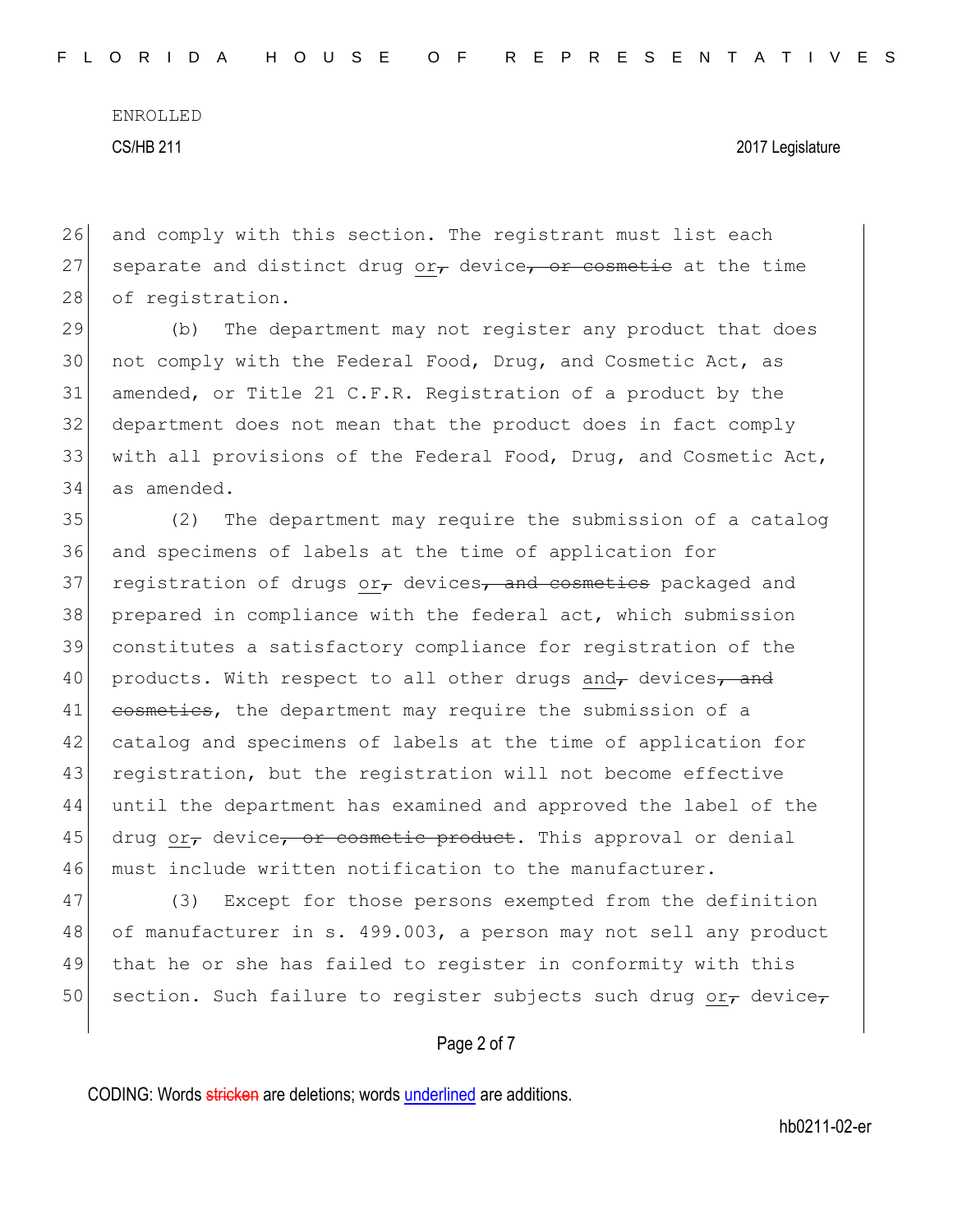and comply with this section. The registrant must list each separate and distinct drug <u>or</u>~~,~~ device~~, or cosmetic~~ at the time of registration.

(b) The department may not register any product that does not comply with the Federal Food, Drug, and Cosmetic Act, as amended, or Title 21 C.F.R. Registration of a product by the department does not mean that the product does in fact comply with all provisions of the Federal Food, Drug, and Cosmetic Act, as amended.

(2) The department may require the submission of a catalog and specimens of labels at the time of application for registration of drugs <u>or</u>~~,~~ devices~~, and cosmetics~~ packaged and prepared in compliance with the federal act, which submission constitutes a satisfactory compliance for registration of the products. With respect to all other drugs <u>and</u>~~,~~ devices~~, and cosmetics~~, the department may require the submission of a catalog and specimens of labels at the time of application for registration, but the registration will not become effective until the department has examined and approved the label of the drug <u>or</u>~~,~~ device~~, or cosmetic product~~. This approval or denial must include written notification to the manufacturer.

(3) Except for those persons exempted from the definition of manufacturer in s. 499.003, a person may not sell any product that he or she has failed to register in conformity with this section. Such failure to register subjects such drug <u>or</u>~~,~~ device~~,~~

CODING: Words ~~stricken~~ are deletions; words <u>underlined</u> are additions.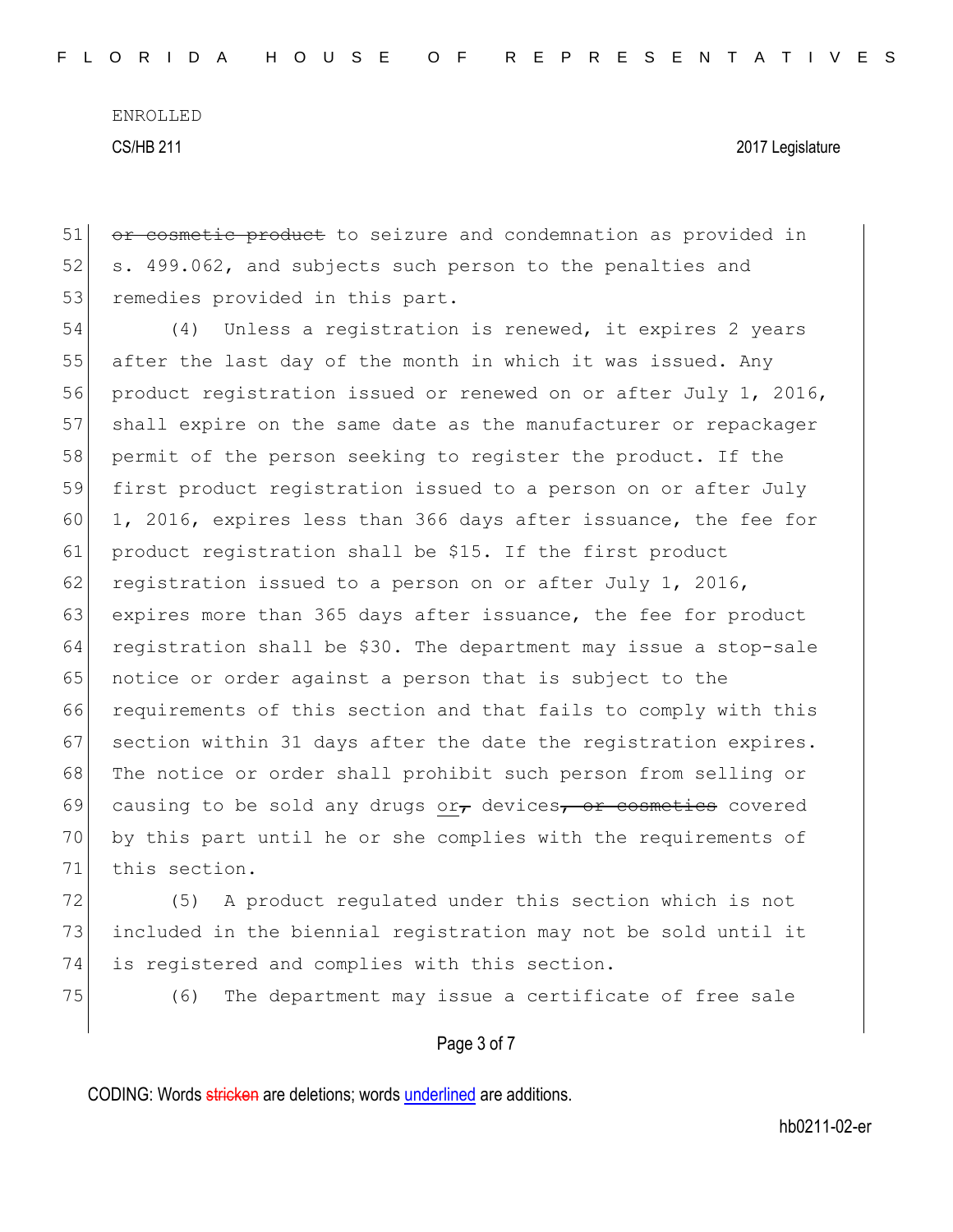~~or cosmetic product~~ to seizure and condemnation as provided in s. 499.062, and subjects such person to the penalties and remedies provided in this part.

(4) Unless a registration is renewed, it expires 2 years after the last day of the month in which it was issued. Any product registration issued or renewed on or after July 1, 2016, shall expire on the same date as the manufacturer or repackager permit of the person seeking to register the product. If the first product registration issued to a person on or after July 1, 2016, expires less than 366 days after issuance, the fee for product registration shall be $15. If the first product registration issued to a person on or after July 1, 2016, expires more than 365 days after issuance, the fee for product registration shall be $30. The department may issue a stop-sale notice or order against a person that is subject to the requirements of this section and that fails to comply with this section within 31 days after the date the registration expires. The notice or order shall prohibit such person from selling or causing to be sold any drugs <u>or</u>~~,~~ devices~~, or cosmetics~~ covered by this part until he or she complies with the requirements of this section.

(5) A product regulated under this section which is not included in the biennial registration may not be sold until it is registered and complies with this section.

(6) The department may issue a certificate of free sale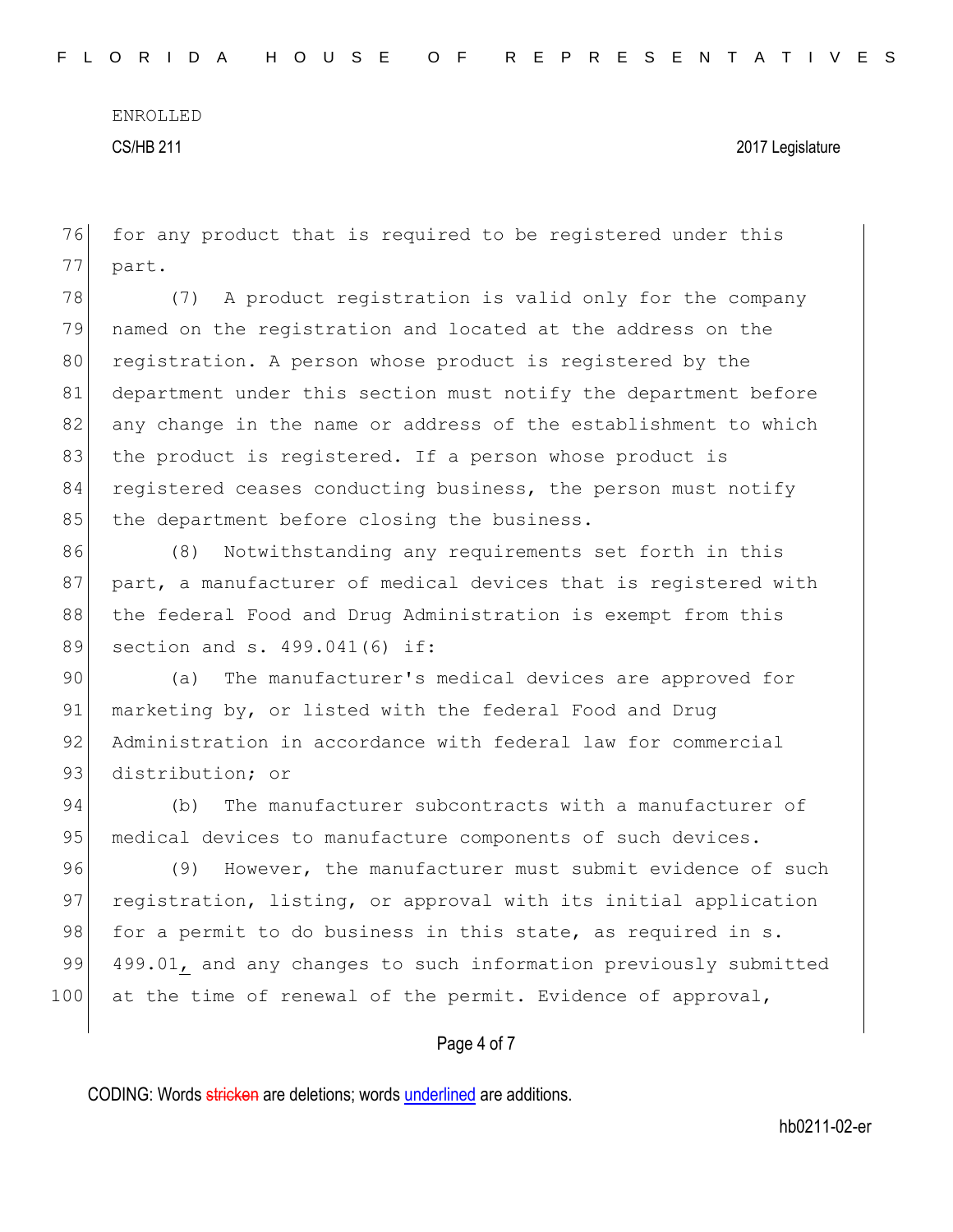for any product that is required to be registered under this part.

(7) A product registration is valid only for the company named on the registration and located at the address on the registration. A person whose product is registered by the department under this section must notify the department before any change in the name or address of the establishment to which the product is registered. If a person whose product is registered ceases conducting business, the person must notify the department before closing the business.

(8) Notwithstanding any requirements set forth in this part, a manufacturer of medical devices that is registered with the federal Food and Drug Administration is exempt from this section and s. 499.041(6) if:

(a) The manufacturer's medical devices are approved for marketing by, or listed with the federal Food and Drug Administration in accordance with federal law for commercial distribution; or

(b) The manufacturer subcontracts with a manufacturer of medical devices to manufacture components of such devices.

(9) However, the manufacturer must submit evidence of such registration, listing, or approval with its initial application for a permit to do business in this state, as required in s. 499.01, and any changes to such information previously submitted at the time of renewal of the permit. Evidence of approval,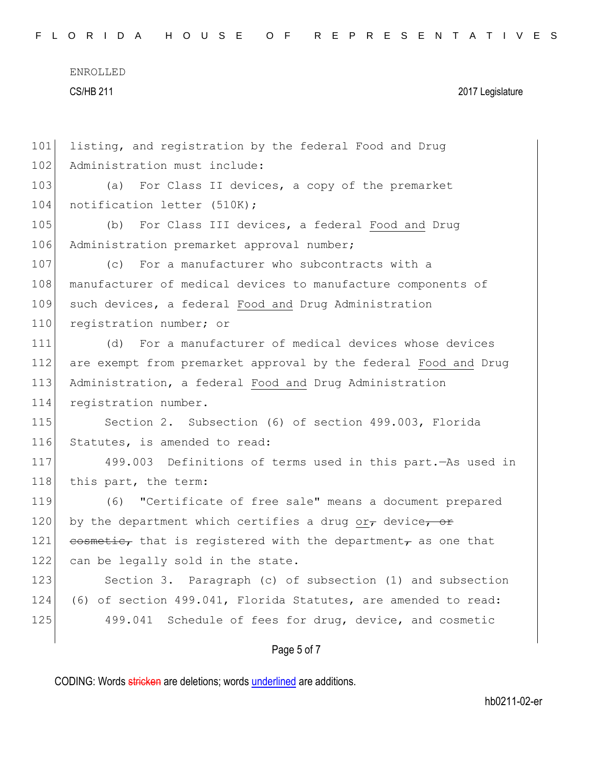listing, and registration by the federal Food and Drug Administration must include:

(a) For Class II devices, a copy of the premarket notification letter (510K);

(b) For Class III devices, a federal <u>Food and</u> Drug Administration premarket approval number;

(c) For a manufacturer who subcontracts with a manufacturer of medical devices to manufacture components of such devices, a federal <u>Food and</u> Drug Administration registration number; or

(d) For a manufacturer of medical devices whose devices are exempt from premarket approval by the federal <u>Food and</u> Drug Administration, a federal <u>Food and</u> Drug Administration registration number.

Section 2. Subsection (6) of section 499.003, Florida Statutes, is amended to read:

499.003 Definitions of terms used in this part.—As used in this part, the term:

(6) "Certificate of free sale" means a document prepared by the department which certifies a drug <u>or</u>~~,~~ device~~, or cosmetic,~~ that is registered with the department~~,~~ as one that can be legally sold in the state.

Section 3. Paragraph (c) of subsection (1) and subsection (6) of section 499.041, Florida Statutes, are amended to read:

499.041 Schedule of fees for drug, device, and cosmetic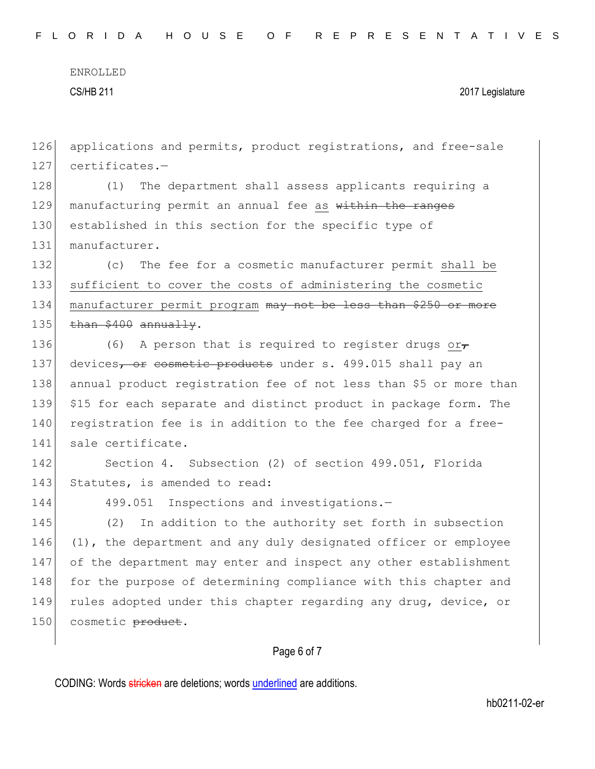applications and permits, product registrations, and free-sale certificates.—

(1) The department shall assess applicants requiring a manufacturing permit an annual fee <u>as</u> ~~within the ranges~~ established in this section for the specific type of manufacturer.

(c) The fee for a cosmetic manufacturer permit <u>shall be sufficient to cover the costs of administering the cosmetic manufacturer permit program</u> ~~may not be less than $250 or more than $400~~ ~~annually~~.

(6) A person that is required to register drugs <u>or</u>~~,~~ devices~~, or~~ ~~cosmetic products~~ under s. 499.015 shall pay an annual product registration fee of not less than $5 or more than $15 for each separate and distinct product in package form. The registration fee is in addition to the fee charged for a free-sale certificate.

Section 4. Subsection (2) of section 499.051, Florida Statutes, is amended to read:

499.051 Inspections and investigations.—

(2) In addition to the authority set forth in subsection (1), the department and any duly designated officer or employee of the department may enter and inspect any other establishment for the purpose of determining compliance with this chapter and rules adopted under this chapter regarding any drug, device, or cosmetic ~~product~~.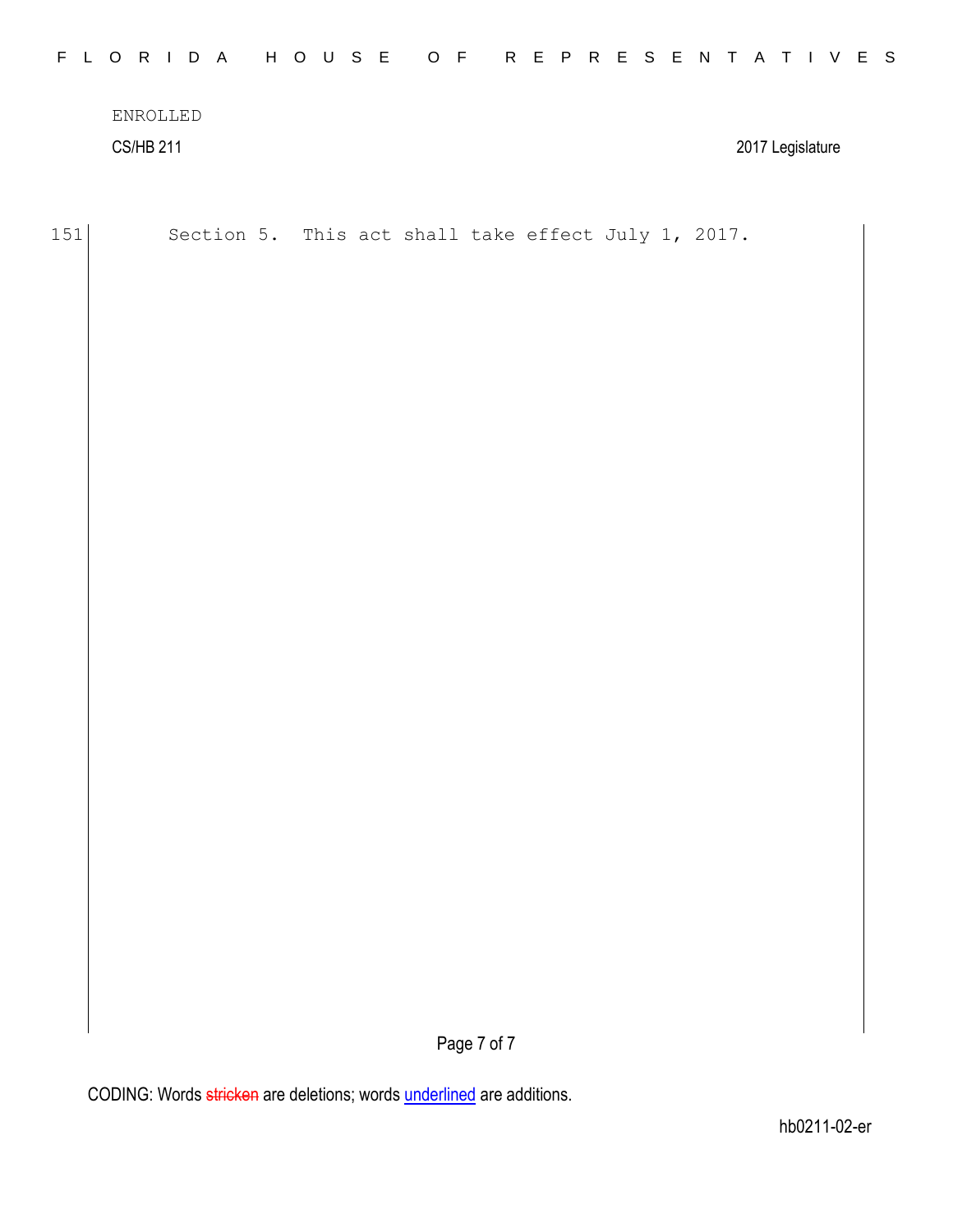ENROLLED

CS/HB 211 2017 Legislature

151 Section 5. This act shall take effect July 1, 2017.

CODING: Words stricken are deletions; words underlined are additions.

hb0211-02-er